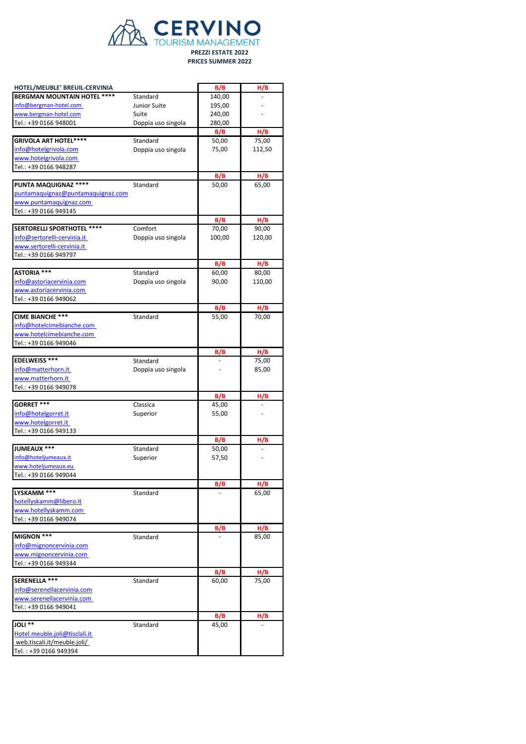# CERVINO
TOURISM MANAGEMENT

**PREZZI ESTATE 2022**
**PRICES SUMMER 2022**

| HOTEL/MEUBLE' BREUIL-CERVINIA | | B/B | H/B |
|---|---|---|---|
| **BERGMAN MOUNTAIN HOTEL \*\*\*\*** | Standard | 140,00 | - |
| info@bergman-hotel.com | Junior Suite | 195,00 | - |
| www.bergman-hotel.com | Suite | 240,00 | - |
| Tel.: +39 0166 948001 | Doppia uso singola | 280,00 | |
| | | B/B | H/B |
| **GRIVOLA ART HOTEL\*\*\*\*** | Standard | 50,00 | 75,00 |
| info@hotelgrivola.com | Doppia uso singola | 75,00 | 112,50 |
| www.hotelgrivola.com | | | |
| Tel.: +39 0166 948287 | | | |
| | | B/B | H/B |
| **PUNTA MAQUIGNAZ \*\*\*\*** | Standard | 50,00 | 65,00 |
| puntamaquignaz@puntamaquignaz.com | | | |
| www.puntamaquignaz.com | | | |
| Tel.: +39 0166 949145 | | | |
| | | B/B | H/B |
| **SERTORELLI SPORTHOTEL \*\*\*\*** | Comfort | 70,00 | 90,00 |
| info@sertorelli-cervinia.it | Doppia uso singola | 100,00 | 120,00 |
| www.sertorelli-cervinia.it | | | |
| Tel.: +39 0166 949797 | | | |
| | | B/B | H/B |
| **ASTORIA \*\*\*** | Standard | 60,00 | 80,00 |
| info@astoriacervinia.com | Doppia uso singola | 90,00 | 110,00 |
| www.astoriacervinia.com | | | |
| Tel.: +39 0166 949062 | | | |
| | | B/B | H/B |
| **CIME BIANCHE \*\*\*** | Standard | 55,00 | 70,00 |
| info@hotelcimebianche.com | | | |
| www.hotelcimebianche.com | | | |
| Tel.: +39 0166 949046 | | | |
| | | B/B | H/B |
| **EDELWEISS \*\*\*** | Standard | - | 75,00 |
| info@matterhorn.it | Doppia uso singola | - | 85,00 |
| www.matterhorn.it | | | |
| Tel.: +39 0166 949078 | | | |
| | | B/B | H/B |
| **GORRET \*\*\*** | Classica | 45,00 | - |
| info@hotelgorret.it | Superior | 55,00 | - |
| www.hotelgorret.it | | | |
| Tel.: +39 0166 949133 | | | |
| | | B/B | H/B |
| **JUMEAUX \*\*\*** | Standard | 50,00 | - |
| info@hoteljumeaux.it | Superior | 57,50 | - |
| www.hoteljumeaux.eu | | | |
| Tel.: +39 0166 949044 | | | |
| | | B/B | H/B |
| **LYSKAMM \*\*\*** | Standard | - | 65,00 |
| hotellyskamm@libero.it | | | |
| www.hotellyskamm.com | | | |
| Tel.: +39 0166 949074 | | | |
| | | B/B | H/B |
| **MIGNON \*\*\*** | Standard | - | 85,00 |
| info@mignoncervinia.com | | | |
| www.mignoncervinia.com | | | |
| Tel.: +39 0166 949344 | | | |
| | | B/B | H/B |
| **SERENELLA \*\*\*** | Standard | 60,00 | 75,00 |
| info@serenellacervinia.com | | | |
| www.serenellacervinia.com | | | |
| Tel.: +39 0166 949041 | | | |
| | | B/B | H/B |
| **JOLI \*\*** | Standard | 45,00 | - |
| Hotel.meuble.joli@tisclali.it | | | |
| web.tiscali.it/meuble.joli/ | | | |
| Tel. : +39 0166 949394 | | | |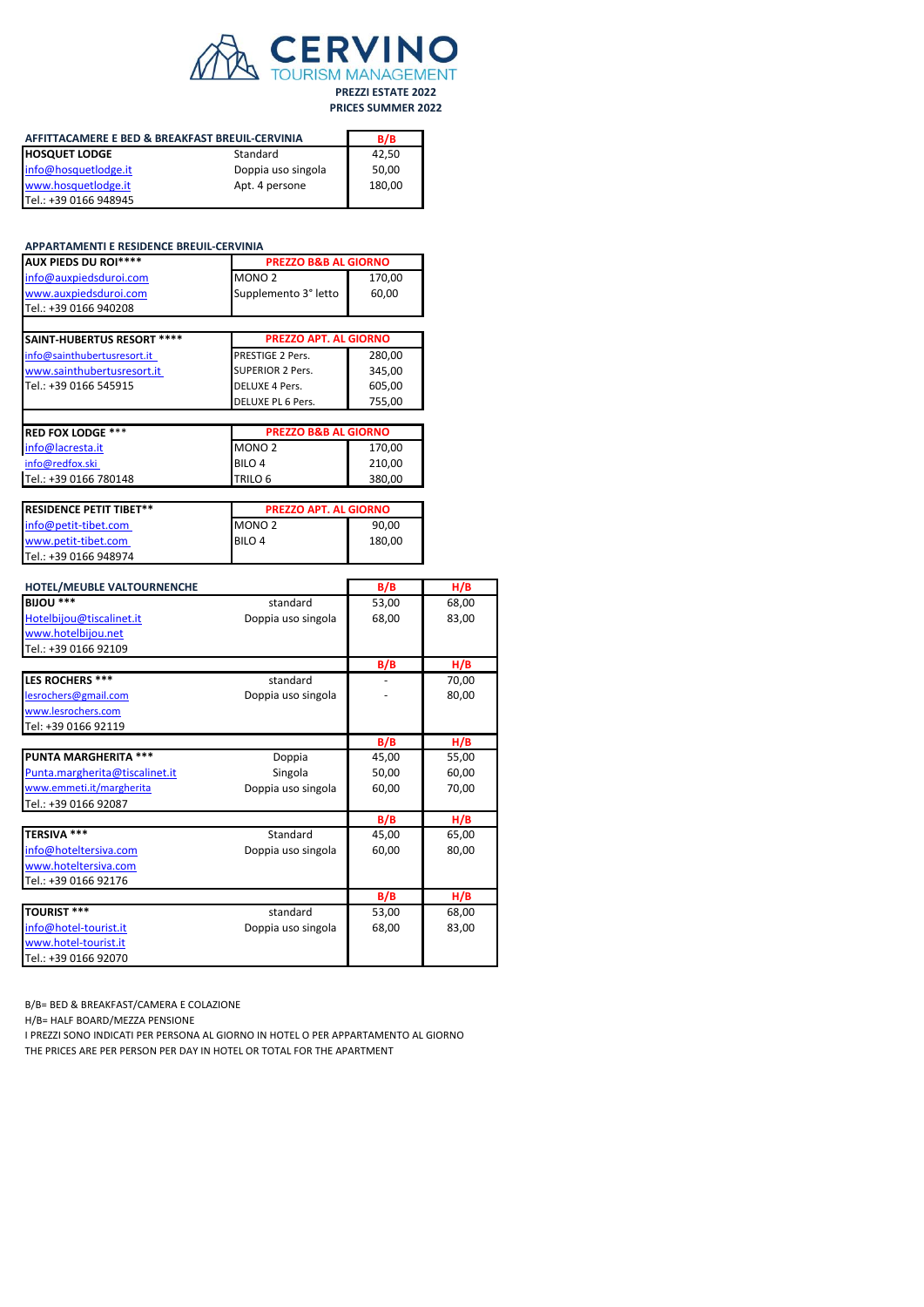# CERVINO TOURISM MANAGEMENT

**PREZZI ESTATE 2022**
**PRICES SUMMER 2022**

| AFFITTACAMERE E BED & BREAKFAST BREUIL-CERVINIA | | B/B |
|---|---|---|
| **HOSQUET LODGE** | Standard | 42,50 |
| info@hosquetlodge.it | Doppia uso singola | 50,00 |
| www.hosquetlodge.it | Apt. 4 persone | 180,00 |
| Tel.: +39 0166 948945 | | |

**APPARTAMENTI E RESIDENCE BREUIL-CERVINIA**

| AUX PIEDS DU ROI**** | PREZZO B&B AL GIORNO | |
|---|---|---|
| info@auxpiedsduroi.com | MONO 2 | 170,00 |
| www.auxpiedsduroi.com | Supplemento 3° letto | 60,00 |
| Tel.: +39 0166 940208 | | |

| SAINT-HUBERTUS RESORT **** | PREZZO APT. AL GIORNO | |
|---|---|---|
| info@sainthubertusresort.it | PRESTIGE 2 Pers. | 280,00 |
| www.sainthubertusresort.it | SUPERIOR 2 Pers. | 345,00 |
| Tel.: +39 0166 545915 | DELUXE 4 Pers. | 605,00 |
| | DELUXE PL 6 Pers. | 755,00 |

| RED FOX LODGE *** | PREZZO B&B AL GIORNO | |
|---|---|---|
| info@lacresta.it | MONO 2 | 170,00 |
| info@redfox.ski | BILO 4 | 210,00 |
| Tel.: +39 0166 780148 | TRILO 6 | 380,00 |

| RESIDENCE PETIT TIBET** | PREZZO APT. AL GIORNO | |
|---|---|---|
| info@petit-tibet.com | MONO 2 | 90,00 |
| www.petit-tibet.com | BILO 4 | 180,00 |
| Tel.: +39 0166 948974 | | |

| HOTEL/MEUBLE VALTOURNENCHE | | B/B | H/B |
|---|---|---|---|
| **BIJOU *** ** | standard | 53,00 | 68,00 |
| Hotelbijou@tiscalinet.it | Doppia uso singola | 68,00 | 83,00 |
| www.hotelbijou.net | | | |
| Tel.: +39 0166 92109 | | | |
| | | **B/B** | **H/B** |
| **LES ROCHERS *** ** | standard | - | 70,00 |
| lesrochers@gmail.com | Doppia uso singola | - | 80,00 |
| www.lesrochers.com | | | |
| Tel: +39 0166 92119 | | | |
| | | **B/B** | **H/B** |
| **PUNTA MARGHERITA *** ** | Doppia | 45,00 | 55,00 |
| Punta.margherita@tiscalinet.it | Singola | 50,00 | 60,00 |
| www.emmeti.it/margherita | Doppia uso singola | 60,00 | 70,00 |
| Tel.: +39 0166 92087 | | | |
| | | **B/B** | **H/B** |
| **TERSIVA *** ** | Standard | 45,00 | 65,00 |
| info@hoteltersiva.com | Doppia uso singola | 60,00 | 80,00 |
| www.hoteltersiva.com | | | |
| Tel.: +39 0166 92176 | | | |
| | | **B/B** | **H/B** |
| **TOURIST *** ** | standard | 53,00 | 68,00 |
| info@hotel-tourist.it | Doppia uso singola | 68,00 | 83,00 |
| www.hotel-tourist.it | | | |
| Tel.: +39 0166 92070 | | | |

B/B= BED & BREAKFAST/CAMERA E COLAZIONE
H/B= HALF BOARD/MEZZA PENSIONE
I PREZZI SONO INDICATI PER PERSONA AL GIORNO IN HOTEL O PER APPARTAMENTO AL GIORNO
THE PRICES ARE PER PERSON PER DAY IN HOTEL OR TOTAL FOR THE APARTMENT